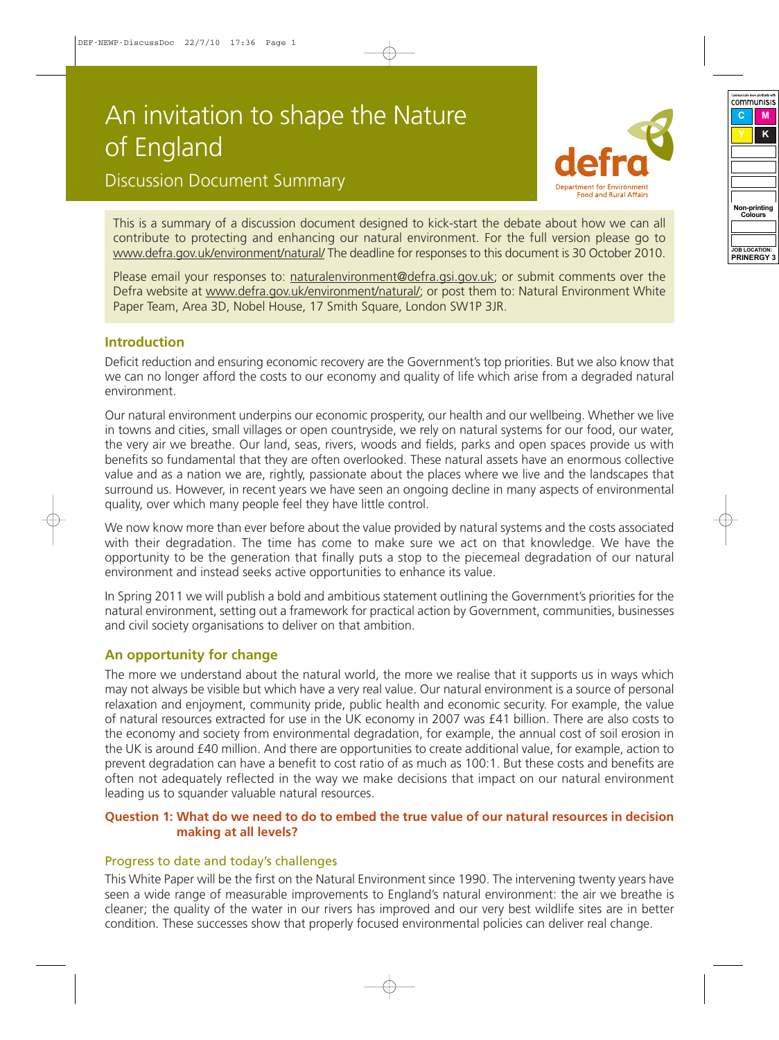# An invitation to shape the Nature of England

## Discussion Document Summary

This is a summary of a discussion document designed to kick-start the debate about how we can all contribute to protecting and enhancing our natural environment. For the full version please go to www.defra.gov.uk/environment/natural/ The deadline for responses to this document is 30 October 2010.

Please email your responses to: naturalenvironment@defra.gsi.gov.uk; or submit comments over the Defra website at www.defra.gov.uk/environment/natural/; or post them to: Natural Environment White Paper Team, Area 3D, Nobel House, 17 Smith Square, London SW1P 3JR.

## Introduction

Deficit reduction and ensuring economic recovery are the Government's top priorities. But we also know that we can no longer afford the costs to our economy and quality of life which arise from a degraded natural environment.

Our natural environment underpins our economic prosperity, our health and our wellbeing. Whether we live in towns and cities, small villages or open countryside, we rely on natural systems for our food, our water, the very air we breathe. Our land, seas, rivers, woods and fields, parks and open spaces provide us with benefits so fundamental that they are often overlooked. These natural assets have an enormous collective value and as a nation we are, rightly, passionate about the places where we live and the landscapes that surround us. However, in recent years we have seen an ongoing decline in many aspects of environmental quality, over which many people feel they have little control.

We now know more than ever before about the value provided by natural systems and the costs associated with their degradation. The time has come to make sure we act on that knowledge. We have the opportunity to be the generation that finally puts a stop to the piecemeal degradation of our natural environment and instead seeks active opportunities to enhance its value.

In Spring 2011 we will publish a bold and ambitious statement outlining the Government's priorities for the natural environment, setting out a framework for practical action by Government, communities, businesses and civil society organisations to deliver on that ambition.

## An opportunity for change

The more we understand about the natural world, the more we realise that it supports us in ways which may not always be visible but which have a very real value. Our natural environment is a source of personal relaxation and enjoyment, community pride, public health and economic security. For example, the value of natural resources extracted for use in the UK economy in 2007 was £41 billion. There are also costs to the economy and society from environmental degradation, for example, the annual cost of soil erosion in the UK is around £40 million. And there are opportunities to create additional value, for example, action to prevent degradation can have a benefit to cost ratio of as much as 100:1. But these costs and benefits are often not adequately reflected in the way we make decisions that impact on our natural environment leading us to squander valuable natural resources.

**Question 1: What do we need to do to embed the true value of our natural resources in decision making at all levels?**

### Progress to date and today's challenges

This White Paper will be the first on the Natural Environment since 1990. The intervening twenty years have seen a wide range of measurable improvements to England's natural environment: the air we breathe is cleaner; the quality of the water in our rivers has improved and our very best wildlife sites are in better condition. These successes show that properly focused environmental policies can deliver real change.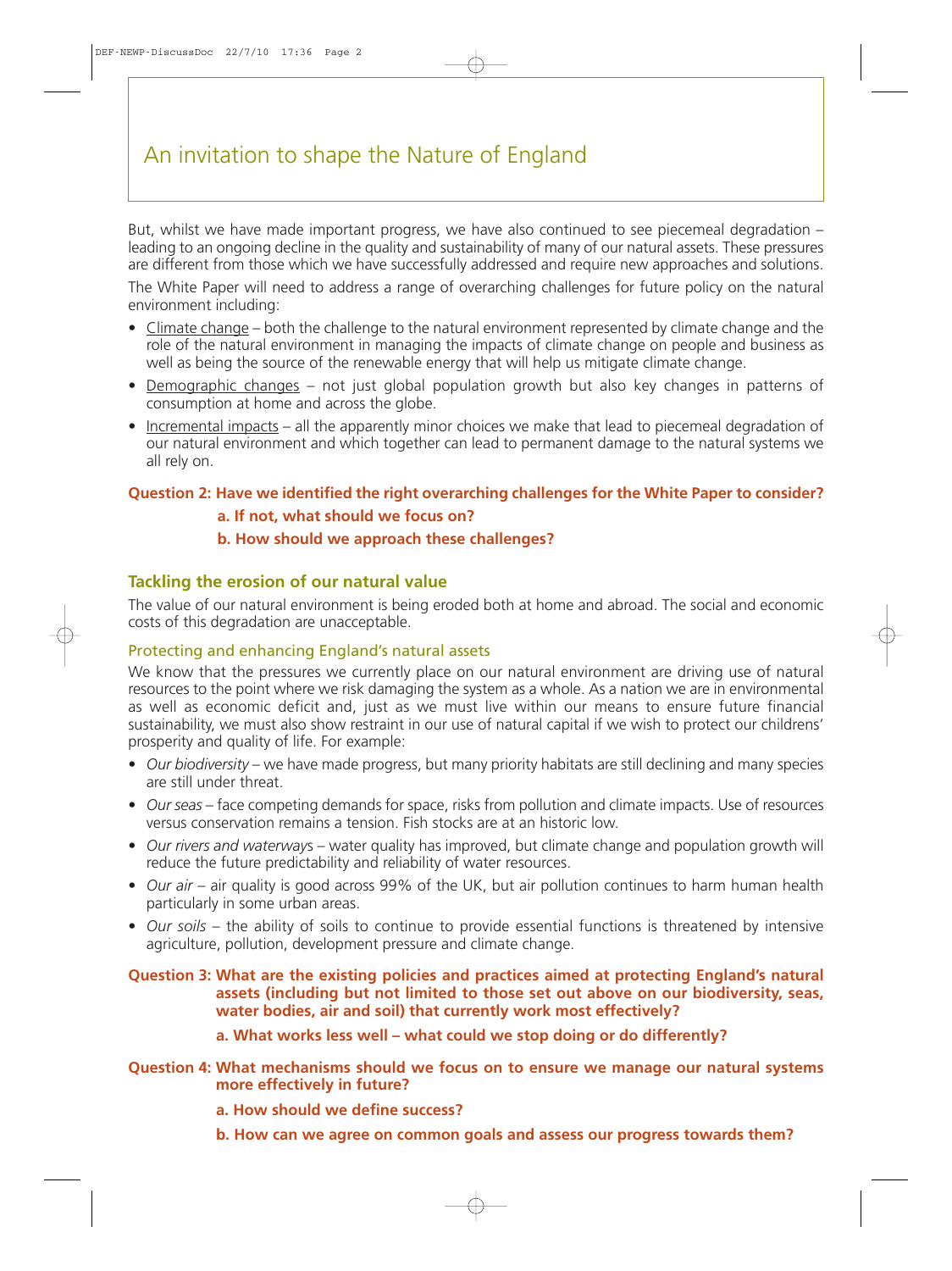# An invitation to shape the Nature of England

But, whilst we have made important progress, we have also continued to see piecemeal degradation – leading to an ongoing decline in the quality and sustainability of many of our natural assets. These pressures are different from those which we have successfully addressed and require new approaches and solutions.

The White Paper will need to address a range of overarching challenges for future policy on the natural environment including:

- Climate change – both the challenge to the natural environment represented by climate change and the role of the natural environment in managing the impacts of climate change on people and business as well as being the source of the renewable energy that will help us mitigate climate change.
- Demographic changes – not just global population growth but also key changes in patterns of consumption at home and across the globe.
- Incremental impacts – all the apparently minor choices we make that lead to piecemeal degradation of our natural environment and which together can lead to permanent damage to the natural systems we all rely on.

**Question 2: Have we identified the right overarching challenges for the White Paper to consider?**

**a. If not, what should we focus on?**

**b. How should we approach these challenges?**

## Tackling the erosion of our natural value

The value of our natural environment is being eroded both at home and abroad. The social and economic costs of this degradation are unacceptable.

### Protecting and enhancing England's natural assets

We know that the pressures we currently place on our natural environment are driving use of natural resources to the point where we risk damaging the system as a whole. As a nation we are in environmental as well as economic deficit and, just as we must live within our means to ensure future financial sustainability, we must also show restraint in our use of natural capital if we wish to protect our childrens' prosperity and quality of life. For example:

- *Our biodiversity* – we have made progress, but many priority habitats are still declining and many species are still under threat.
- *Our seas* – face competing demands for space, risks from pollution and climate impacts. Use of resources versus conservation remains a tension. Fish stocks are at an historic low.
- *Our rivers and waterways* – water quality has improved, but climate change and population growth will reduce the future predictability and reliability of water resources.
- *Our air* – air quality is good across 99% of the UK, but air pollution continues to harm human health particularly in some urban areas.
- *Our soils* – the ability of soils to continue to provide essential functions is threatened by intensive agriculture, pollution, development pressure and climate change.

**Question 3: What are the existing policies and practices aimed at protecting England's natural assets (including but not limited to those set out above on our biodiversity, seas, water bodies, air and soil) that currently work most effectively?**

**a. What works less well – what could we stop doing or do differently?**

**Question 4: What mechanisms should we focus on to ensure we manage our natural systems more effectively in future?**

**a. How should we define success?**

**b. How can we agree on common goals and assess our progress towards them?**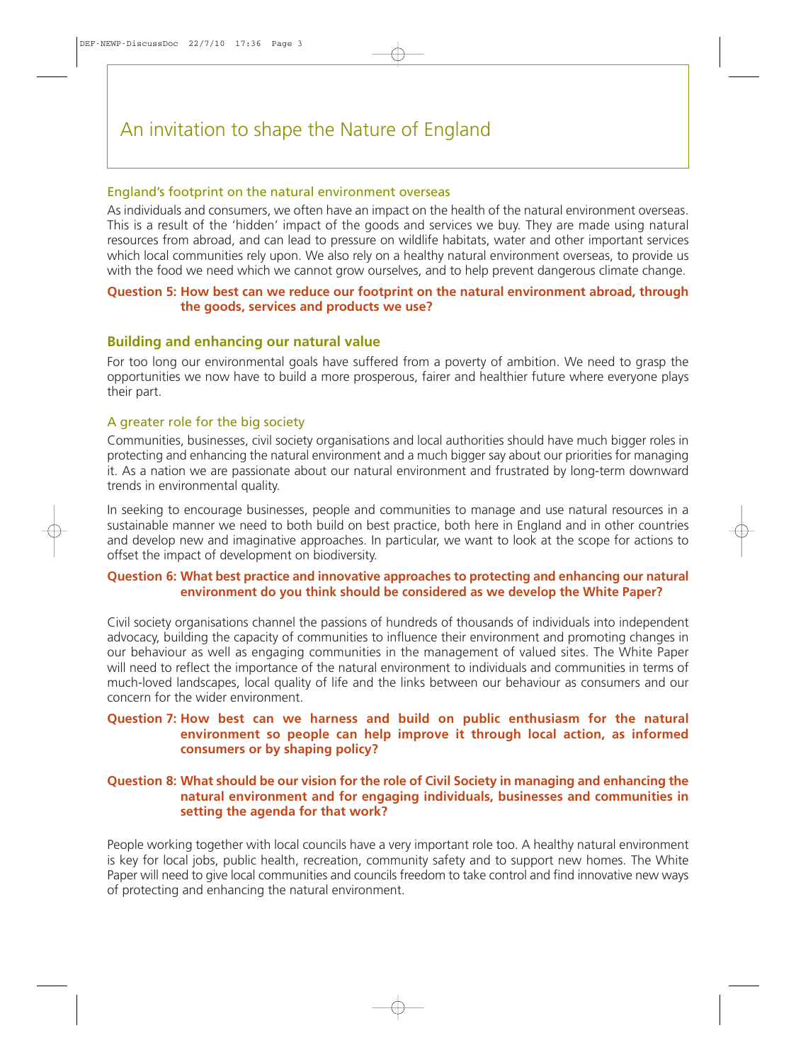# An invitation to shape the Nature of England

### England's footprint on the natural environment overseas

As individuals and consumers, we often have an impact on the health of the natural environment overseas. This is a result of the 'hidden' impact of the goods and services we buy. They are made using natural resources from abroad, and can lead to pressure on wildlife habitats, water and other important services which local communities rely upon. We also rely on a healthy natural environment overseas, to provide us with the food we need which we cannot grow ourselves, and to help prevent dangerous climate change.

**Question 5: How best can we reduce our footprint on the natural environment abroad, through the goods, services and products we use?**

## Building and enhancing our natural value

For too long our environmental goals have suffered from a poverty of ambition. We need to grasp the opportunities we now have to build a more prosperous, fairer and healthier future where everyone plays their part.

### A greater role for the big society

Communities, businesses, civil society organisations and local authorities should have much bigger roles in protecting and enhancing the natural environment and a much bigger say about our priorities for managing it. As a nation we are passionate about our natural environment and frustrated by long-term downward trends in environmental quality.

In seeking to encourage businesses, people and communities to manage and use natural resources in a sustainable manner we need to both build on best practice, both here in England and in other countries and develop new and imaginative approaches. In particular, we want to look at the scope for actions to offset the impact of development on biodiversity.

**Question 6: What best practice and innovative approaches to protecting and enhancing our natural environment do you think should be considered as we develop the White Paper?**

Civil society organisations channel the passions of hundreds of thousands of individuals into independent advocacy, building the capacity of communities to influence their environment and promoting changes in our behaviour as well as engaging communities in the management of valued sites. The White Paper will need to reflect the importance of the natural environment to individuals and communities in terms of much-loved landscapes, local quality of life and the links between our behaviour as consumers and our concern for the wider environment.

**Question 7: How best can we harness and build on public enthusiasm for the natural environment so people can help improve it through local action, as informed consumers or by shaping policy?**

**Question 8: What should be our vision for the role of Civil Society in managing and enhancing the natural environment and for engaging individuals, businesses and communities in setting the agenda for that work?**

People working together with local councils have a very important role too. A healthy natural environment is key for local jobs, public health, recreation, community safety and to support new homes. The White Paper will need to give local communities and councils freedom to take control and find innovative new ways of protecting and enhancing the natural environment.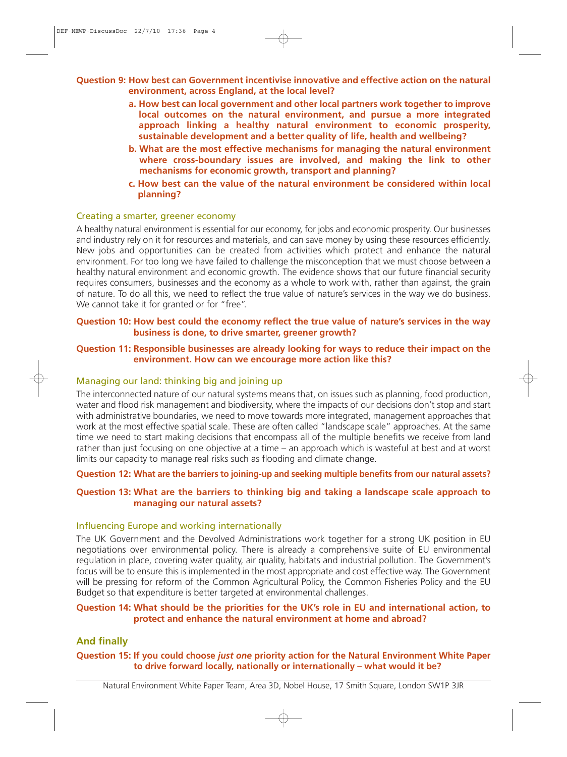**Question 9: How best can Government incentivise innovative and effective action on the natural environment, across England, at the local level?**

**a. How best can local government and other local partners work together to improve local outcomes on the natural environment, and pursue a more integrated approach linking a healthy natural environment to economic prosperity, sustainable development and a better quality of life, health and wellbeing?**

**b. What are the most effective mechanisms for managing the natural environment where cross-boundary issues are involved, and making the link to other mechanisms for economic growth, transport and planning?**

**c. How best can the value of the natural environment be considered within local planning?**

## Creating a smarter, greener economy

A healthy natural environment is essential for our economy, for jobs and economic prosperity. Our businesses and industry rely on it for resources and materials, and can save money by using these resources efficiently. New jobs and opportunities can be created from activities which protect and enhance the natural environment. For too long we have failed to challenge the misconception that we must choose between a healthy natural environment and economic growth. The evidence shows that our future financial security requires consumers, businesses and the economy as a whole to work with, rather than against, the grain of nature. To do all this, we need to reflect the true value of nature's services in the way we do business. We cannot take it for granted or for "free".

**Question 10: How best could the economy reflect the true value of nature's services in the way business is done, to drive smarter, greener growth?**

**Question 11: Responsible businesses are already looking for ways to reduce their impact on the environment. How can we encourage more action like this?**

## Managing our land: thinking big and joining up

The interconnected nature of our natural systems means that, on issues such as planning, food production, water and flood risk management and biodiversity, where the impacts of our decisions don't stop and start with administrative boundaries, we need to move towards more integrated, management approaches that work at the most effective spatial scale. These are often called "landscape scale" approaches. At the same time we need to start making decisions that encompass all of the multiple benefits we receive from land rather than just focusing on one objective at a time – an approach which is wasteful at best and at worst limits our capacity to manage real risks such as flooding and climate change.

**Question 12: What are the barriers to joining-up and seeking multiple benefits from our natural assets?**

**Question 13: What are the barriers to thinking big and taking a landscape scale approach to managing our natural assets?**

## Influencing Europe and working internationally

The UK Government and the Devolved Administrations work together for a strong UK position in EU negotiations over environmental policy. There is already a comprehensive suite of EU environmental regulation in place, covering water quality, air quality, habitats and industrial pollution. The Government's focus will be to ensure this is implemented in the most appropriate and cost effective way. The Government will be pressing for reform of the Common Agricultural Policy, the Common Fisheries Policy and the EU Budget so that expenditure is better targeted at environmental challenges.

**Question 14: What should be the priorities for the UK's role in EU and international action, to protect and enhance the natural environment at home and abroad?**

## And finally

**Question 15: If you could choose *just one* priority action for the Natural Environment White Paper to drive forward locally, nationally or internationally – what would it be?**

Natural Environment White Paper Team, Area 3D, Nobel House, 17 Smith Square, London SW1P 3JR